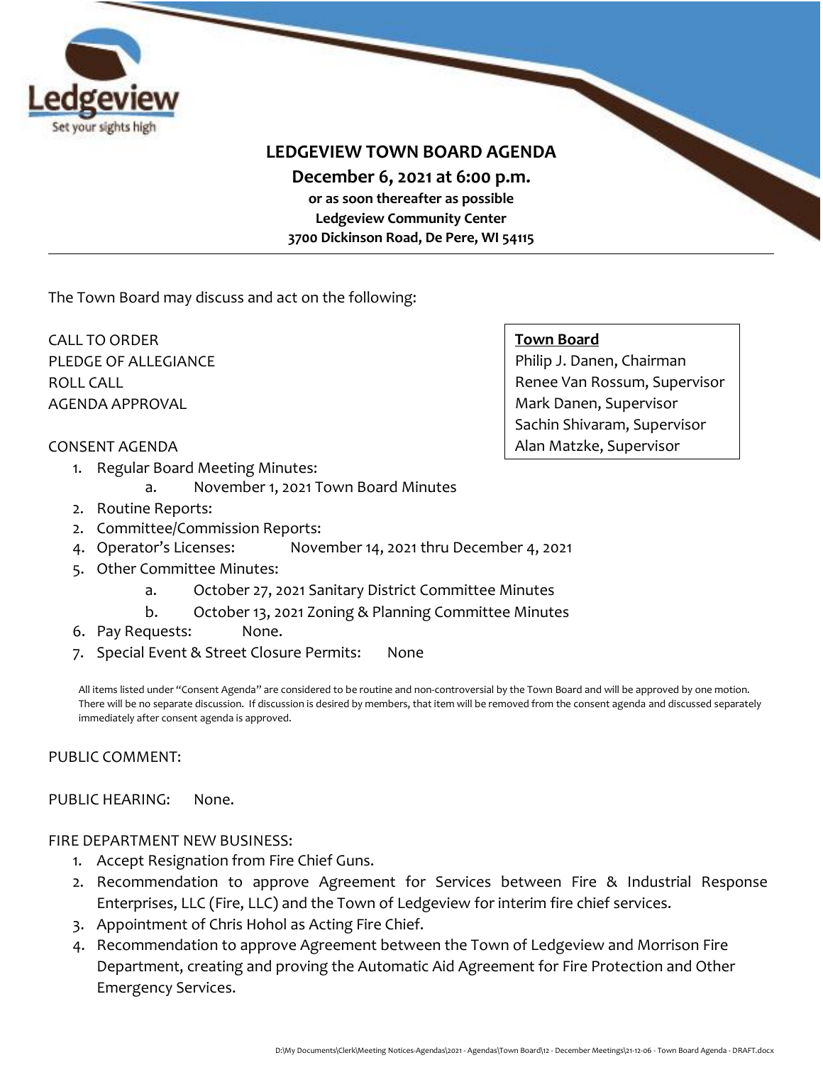Ledgeview
Set your sights high

# LEDGEVIEW TOWN BOARD AGENDA

**December 6, 2021 at 6:00 p.m.**
**or as soon thereafter as possible**
**Ledgeview Community Center**
**3700 Dickinson Road, De Pere, WI 54115**

---

The Town Board may discuss and act on the following:

**Town Board**
Philip J. Danen, Chairman
Renee Van Rossum, Supervisor
Mark Danen, Supervisor
Sachin Shivaram, Supervisor
Alan Matzke, Supervisor

CALL TO ORDER
PLEDGE OF ALLEGIANCE
ROLL CALL
AGENDA APPROVAL

CONSENT AGENDA

1. Regular Board Meeting Minutes:
   a. November 1, 2021 Town Board Minutes
2. Routine Reports:
2. Committee/Commission Reports:
4. Operator's Licenses: November 14, 2021 thru December 4, 2021
5. Other Committee Minutes:
   a. October 27, 2021 Sanitary District Committee Minutes
   b. October 13, 2021 Zoning & Planning Committee Minutes
6. Pay Requests: None.
7. Special Event & Street Closure Permits: None

All items listed under "Consent Agenda" are considered to be routine and non-controversial by the Town Board and will be approved by one motion. There will be no separate discussion. If discussion is desired by members, that item will be removed from the consent agenda and discussed separately immediately after consent agenda is approved.

PUBLIC COMMENT:

PUBLIC HEARING: None.

FIRE DEPARTMENT NEW BUSINESS:

1. Accept Resignation from Fire Chief Guns.
2. Recommendation to approve Agreement for Services between Fire & Industrial Response Enterprises, LLC (Fire, LLC) and the Town of Ledgeview for interim fire chief services.
3. Appointment of Chris Hohol as Acting Fire Chief.
4. Recommendation to approve Agreement between the Town of Ledgeview and Morrison Fire Department, creating and proving the Automatic Aid Agreement for Fire Protection and Other Emergency Services.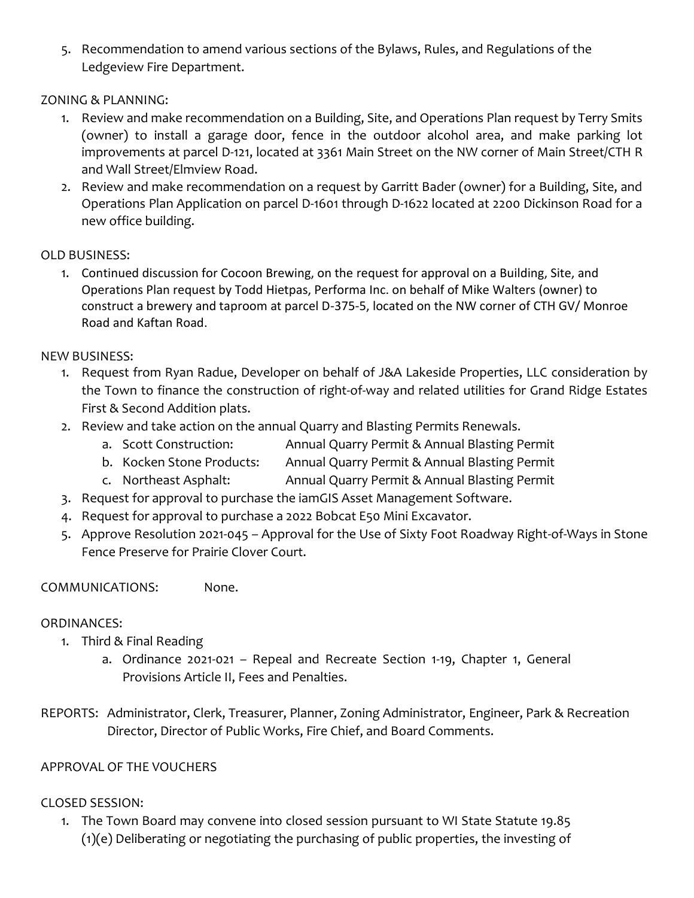5. Recommendation to amend various sections of the Bylaws, Rules, and Regulations of the Ledgeview Fire Department.

ZONING & PLANNING:

1. Review and make recommendation on a Building, Site, and Operations Plan request by Terry Smits (owner) to install a garage door, fence in the outdoor alcohol area, and make parking lot improvements at parcel D-121, located at 3361 Main Street on the NW corner of Main Street/CTH R and Wall Street/Elmview Road.
2. Review and make recommendation on a request by Garritt Bader (owner) for a Building, Site, and Operations Plan Application on parcel D-1601 through D-1622 located at 2200 Dickinson Road for a new office building.

OLD BUSINESS:

1. Continued discussion for Cocoon Brewing, on the request for approval on a Building, Site, and Operations Plan request by Todd Hietpas, Performa Inc. on behalf of Mike Walters (owner) to construct a brewery and taproom at parcel D-375-5, located on the NW corner of CTH GV/ Monroe Road and Kaftan Road.

NEW BUSINESS:

1. Request from Ryan Radue, Developer on behalf of J&A Lakeside Properties, LLC consideration by the Town to finance the construction of right-of-way and related utilities for Grand Ridge Estates First & Second Addition plats.
2. Review and take action on the annual Quarry and Blasting Permits Renewals.
   a. Scott Construction: Annual Quarry Permit & Annual Blasting Permit
   b. Kocken Stone Products: Annual Quarry Permit & Annual Blasting Permit
   c. Northeast Asphalt: Annual Quarry Permit & Annual Blasting Permit
3. Request for approval to purchase the iamGIS Asset Management Software.
4. Request for approval to purchase a 2022 Bobcat E50 Mini Excavator.
5. Approve Resolution 2021-045 – Approval for the Use of Sixty Foot Roadway Right-of-Ways in Stone Fence Preserve for Prairie Clover Court.

COMMUNICATIONS: None.

ORDINANCES:

1. Third & Final Reading
   a. Ordinance 2021-021 – Repeal and Recreate Section 1-19, Chapter 1, General Provisions Article II, Fees and Penalties.

REPORTS: Administrator, Clerk, Treasurer, Planner, Zoning Administrator, Engineer, Park & Recreation Director, Director of Public Works, Fire Chief, and Board Comments.

APPROVAL OF THE VOUCHERS

CLOSED SESSION:

1. The Town Board may convene into closed session pursuant to WI State Statute 19.85 (1)(e) Deliberating or negotiating the purchasing of public properties, the investing of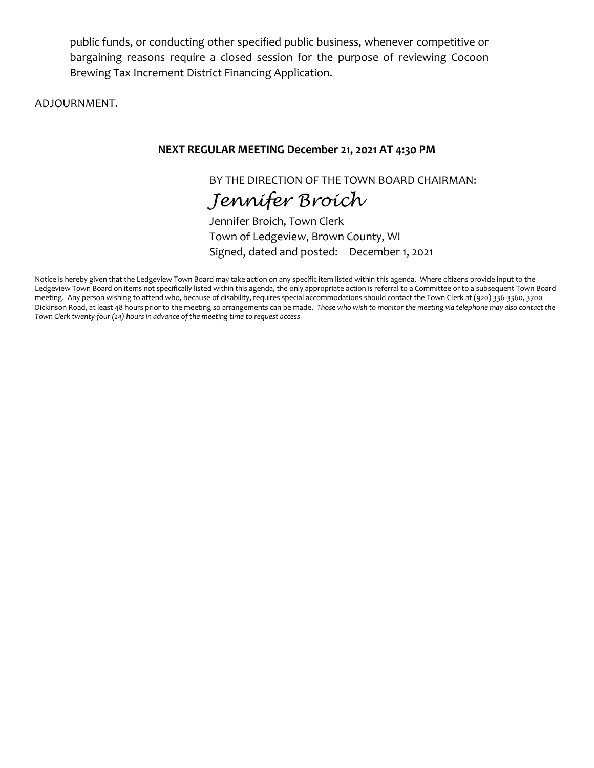public funds, or conducting other specified public business, whenever competitive or bargaining reasons require a closed session for the purpose of reviewing Cocoon Brewing Tax Increment District Financing Application.

ADJOURNMENT.

**NEXT REGULAR MEETING December 21, 2021 AT 4:30 PM**

BY THE DIRECTION OF THE TOWN BOARD CHAIRMAN:

*Jennifer Broich*

Jennifer Broich, Town Clerk
Town of Ledgeview, Brown County, WI
Signed, dated and posted: December 1, 2021

Notice is hereby given that the Ledgeview Town Board may take action on any specific item listed within this agenda. Where citizens provide input to the Ledgeview Town Board on items not specifically listed within this agenda, the only appropriate action is referral to a Committee or to a subsequent Town Board meeting. Any person wishing to attend who, because of disability, requires special accommodations should contact the Town Clerk at (920) 336-3360, 3700 Dickinson Road, at least 48 hours prior to the meeting so arrangements can be made. *Those who wish to monitor the meeting via telephone may also contact the Town Clerk twenty-four (24) hours in advance of the meeting time to request access*